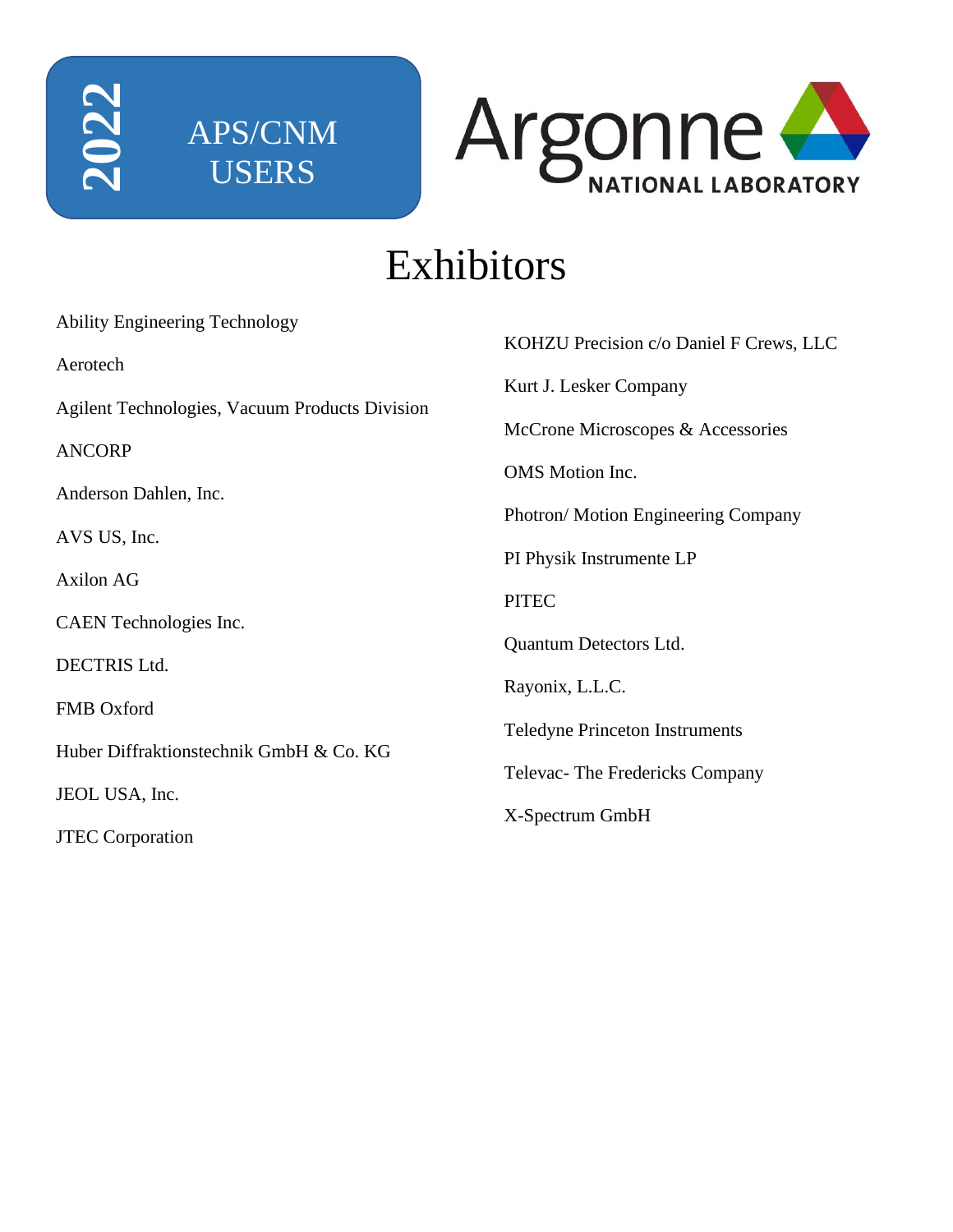2022

APS/CNM USERS

Argonne NATIONAL LABORATORY

# Exhibitors

Ability Engineering Technology

Aerotech

Agilent Technologies, Vacuum Products Division

ANCORP

Anderson Dahlen, Inc.

AVS US, Inc.

Axilon AG

CAEN Technologies Inc.

DECTRIS Ltd.

FMB Oxford

Huber Diffraktionstechnik GmbH & Co. KG

JEOL USA, Inc.

JTEC Corporation

KOHZU Precision c/o Daniel F Crews, LLC

Kurt J. Lesker Company

McCrone Microscopes & Accessories

OMS Motion Inc.

Photron/ Motion Engineering Company

PI Physik Instrumente LP

PITEC

Quantum Detectors Ltd.

Rayonix, L.L.C.

Teledyne Princeton Instruments

Televac- The Fredericks Company

X-Spectrum GmbH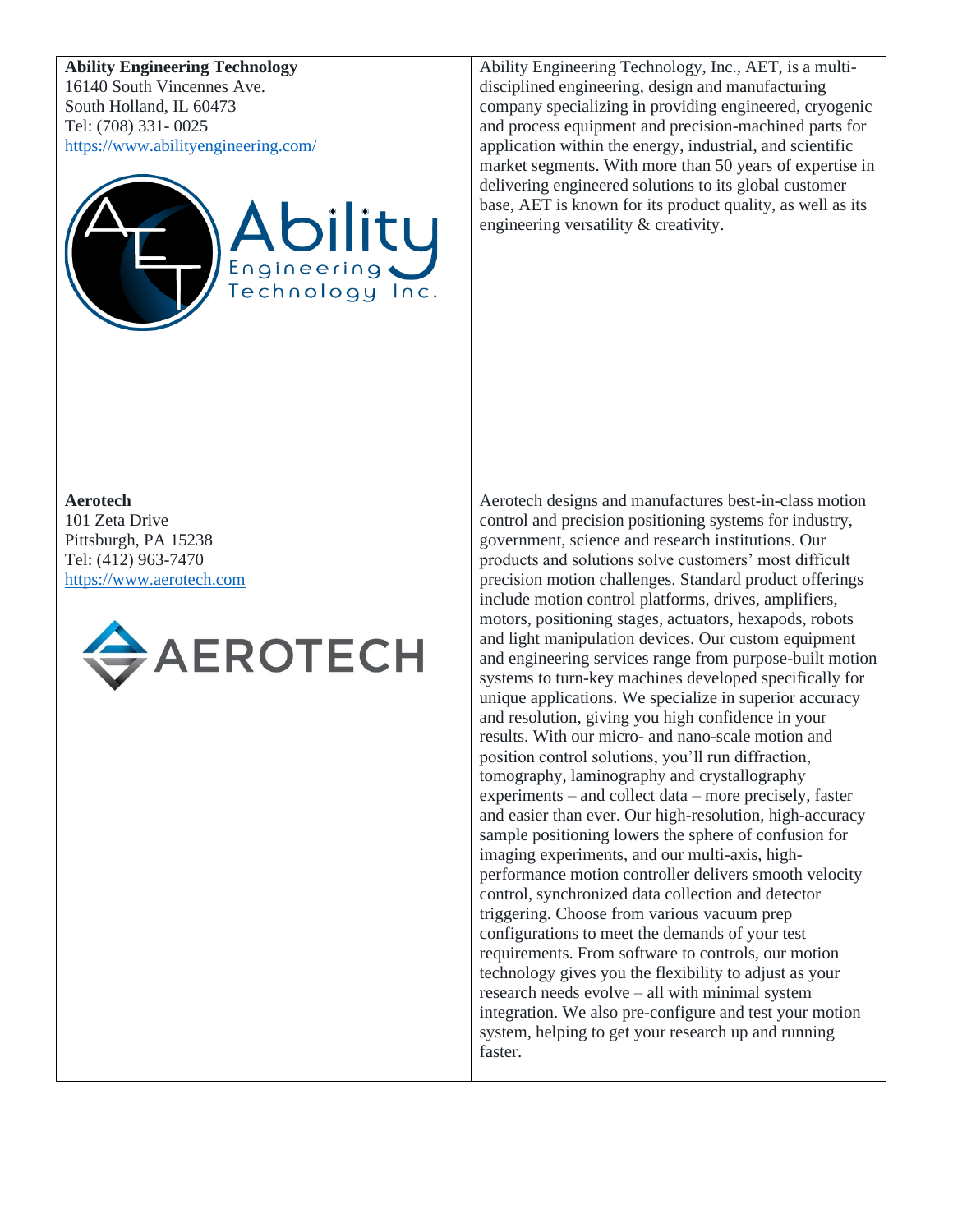| | |
|---|---|
| **Ability Engineering Technology**<br>16140 South Vincennes Ave.<br>South Holland, IL 60473<br>Tel: (708) 331- 0025<br>https://www.abilityengineering.com/ | Ability Engineering Technology, Inc., AET, is a multi-disciplined engineering, design and manufacturing company specializing in providing engineered, cryogenic and process equipment and precision-machined parts for application within the energy, industrial, and scientific market segments. With more than 50 years of expertise in delivering engineered solutions to its global customer base, AET is known for its product quality, as well as its engineering versatility & creativity. |
| **Aerotech**<br>101 Zeta Drive<br>Pittsburgh, PA 15238<br>Tel: (412) 963-7470<br>https://www.aerotech.com | Aerotech designs and manufactures best-in-class motion control and precision positioning systems for industry, government, science and research institutions. Our products and solutions solve customers' most difficult precision motion challenges. Standard product offerings include motion control platforms, drives, amplifiers, motors, positioning stages, actuators, hexapods, robots and light manipulation devices. Our custom equipment and engineering services range from purpose-built motion systems to turn-key machines developed specifically for unique applications. We specialize in superior accuracy and resolution, giving you high confidence in your results. With our micro- and nano-scale motion and position control solutions, you'll run diffraction, tomography, laminography and crystallography experiments – and collect data – more precisely, faster and easier than ever. Our high-resolution, high-accuracy sample positioning lowers the sphere of confusion for imaging experiments, and our multi-axis, high-performance motion controller delivers smooth velocity control, synchronized data collection and detector triggering. Choose from various vacuum prep configurations to meet the demands of your test requirements. From software to controls, our motion technology gives you the flexibility to adjust as your research needs evolve – all with minimal system integration. We also pre-configure and test your motion system, helping to get your research up and running faster. |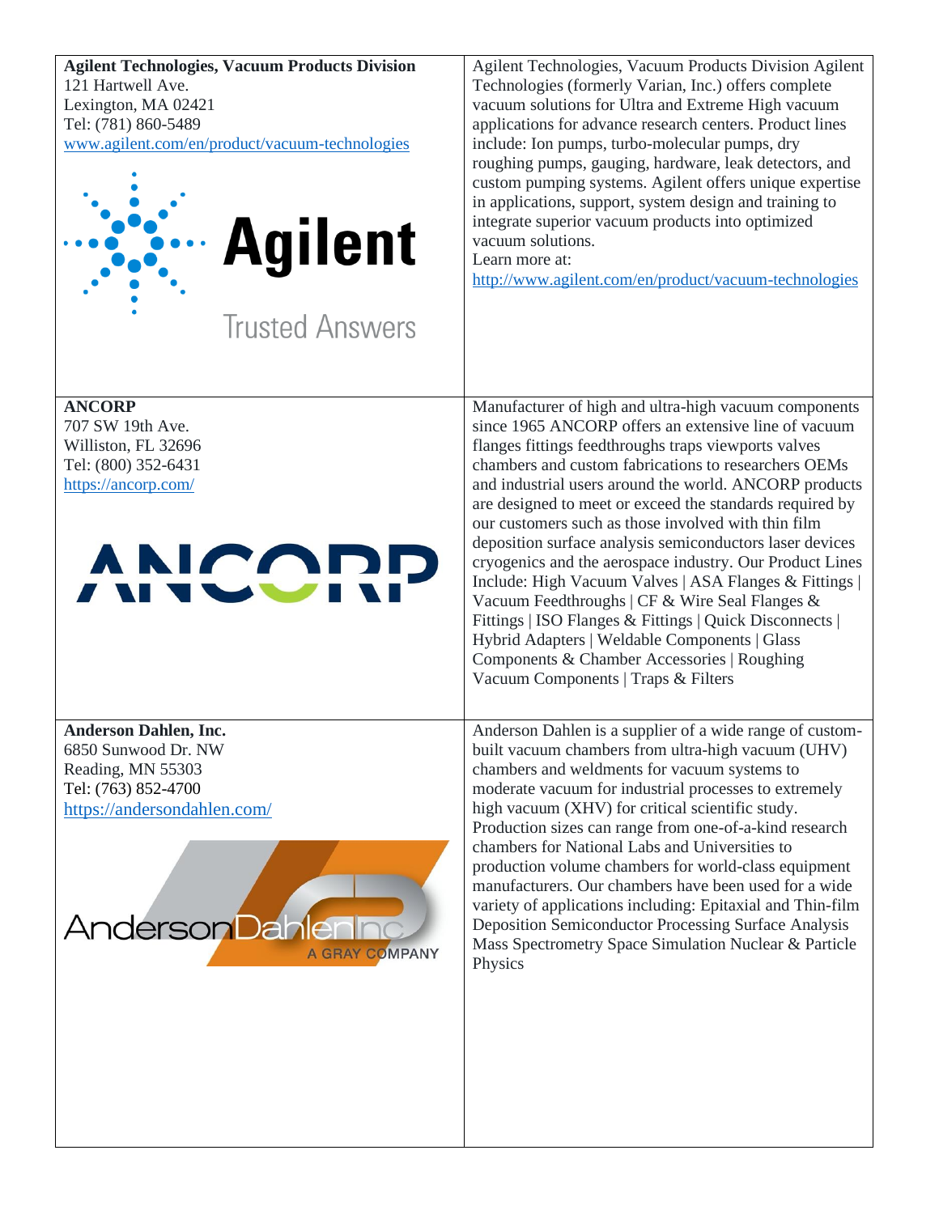| | |
|---|---|
| **Agilent Technologies, Vacuum Products Division**<br>121 Hartwell Ave.<br>Lexington, MA 02421<br>Tel: (781) 860-5489<br>www.agilent.com/en/product/vacuum-technologies<br><br>Agilent<br>Trusted Answers | Agilent Technologies, Vacuum Products Division Agilent Technologies (formerly Varian, Inc.) offers complete vacuum solutions for Ultra and Extreme High vacuum applications for advance research centers. Product lines include: Ion pumps, turbo-molecular pumps, dry roughing pumps, gauging, hardware, leak detectors, and custom pumping systems. Agilent offers unique expertise in applications, support, system design and training to integrate superior vacuum products into optimized vacuum solutions.<br>Learn more at:<br>http://www.agilent.com/en/product/vacuum-technologies |
| **ANCORP**<br>707 SW 19th Ave.<br>Williston, FL 32696<br>Tel: (800) 352-6431<br>https://ancorp.com/<br><br>ANCORP | Manufacturer of high and ultra-high vacuum components since 1965 ANCORP offers an extensive line of vacuum flanges fittings feedthroughs traps viewports valves chambers and custom fabrications to researchers OEMs and industrial users around the world. ANCORP products are designed to meet or exceed the standards required by our customers such as those involved with thin film deposition surface analysis semiconductors laser devices cryogenics and the aerospace industry. Our Product Lines Include: High Vacuum Valves \| ASA Flanges & Fittings \| Vacuum Feedthroughs \| CF & Wire Seal Flanges & Fittings \| ISO Flanges & Fittings \| Quick Disconnects \| Hybrid Adapters \| Weldable Components \| Glass Components & Chamber Accessories \| Roughing Vacuum Components \| Traps & Filters |
| **Anderson Dahlen, Inc.**<br>6850 Sunwood Dr. NW<br>Reading, MN 55303<br>Tel: (763) 852-4700<br>https://andersondahlen.com/<br><br>AndersonDahlen Inc<br>A GRAY COMPANY | Anderson Dahlen is a supplier of a wide range of custom-built vacuum chambers from ultra-high vacuum (UHV) chambers and weldments for vacuum systems to moderate vacuum for industrial processes to extremely high vacuum (XHV) for critical scientific study. Production sizes can range from one-of-a-kind research chambers for National Labs and Universities to production volume chambers for world-class equipment manufacturers. Our chambers have been used for a wide variety of applications including: Epitaxial and Thin-film Deposition Semiconductor Processing Surface Analysis Mass Spectrometry Space Simulation Nuclear & Particle Physics |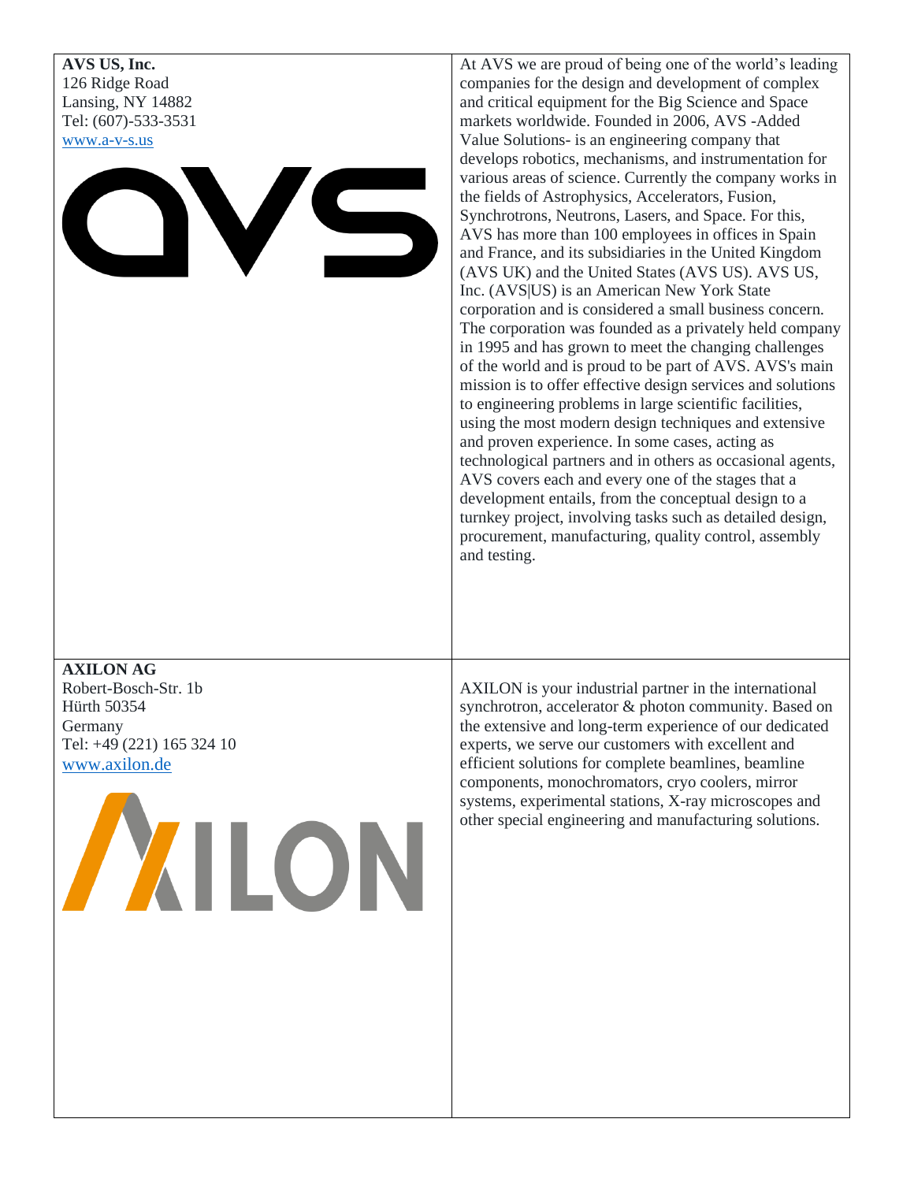| | |
|---|---|
| **AVS US, Inc.**<br>126 Ridge Road<br>Lansing, NY 14882<br>Tel: (607)-533-3531<br>www.a-v-s.us | At AVS we are proud of being one of the world's leading companies for the design and development of complex and critical equipment for the Big Science and Space markets worldwide. Founded in 2006, AVS -Added Value Solutions- is an engineering company that develops robotics, mechanisms, and instrumentation for various areas of science. Currently the company works in the fields of Astrophysics, Accelerators, Fusion, Synchrotrons, Neutrons, Lasers, and Space. For this, AVS has more than 100 employees in offices in Spain and France, and its subsidiaries in the United Kingdom (AVS UK) and the United States (AVS US). AVS US, Inc. (AVS\|US) is an American New York State corporation and is considered a small business concern. The corporation was founded as a privately held company in 1995 and has grown to meet the changing challenges of the world and is proud to be part of AVS. AVS's main mission is to offer effective design services and solutions to engineering problems in large scientific facilities, using the most modern design techniques and extensive and proven experience. In some cases, acting as technological partners and in others as occasional agents, AVS covers each and every one of the stages that a development entails, from the conceptual design to a turnkey project, involving tasks such as detailed design, procurement, manufacturing, quality control, assembly and testing. |
| **AXILON AG**<br>Robert-Bosch-Str. 1b<br>Hürth 50354<br>Germany<br>Tel: +49 (221) 165 324 10<br>www.axilon.de | AXILON is your industrial partner in the international synchrotron, accelerator & photon community. Based on the extensive and long-term experience of our dedicated experts, we serve our customers with excellent and efficient solutions for complete beamlines, beamline components, monochromators, cryo coolers, mirror systems, experimental stations, X-ray microscopes and other special engineering and manufacturing solutions. |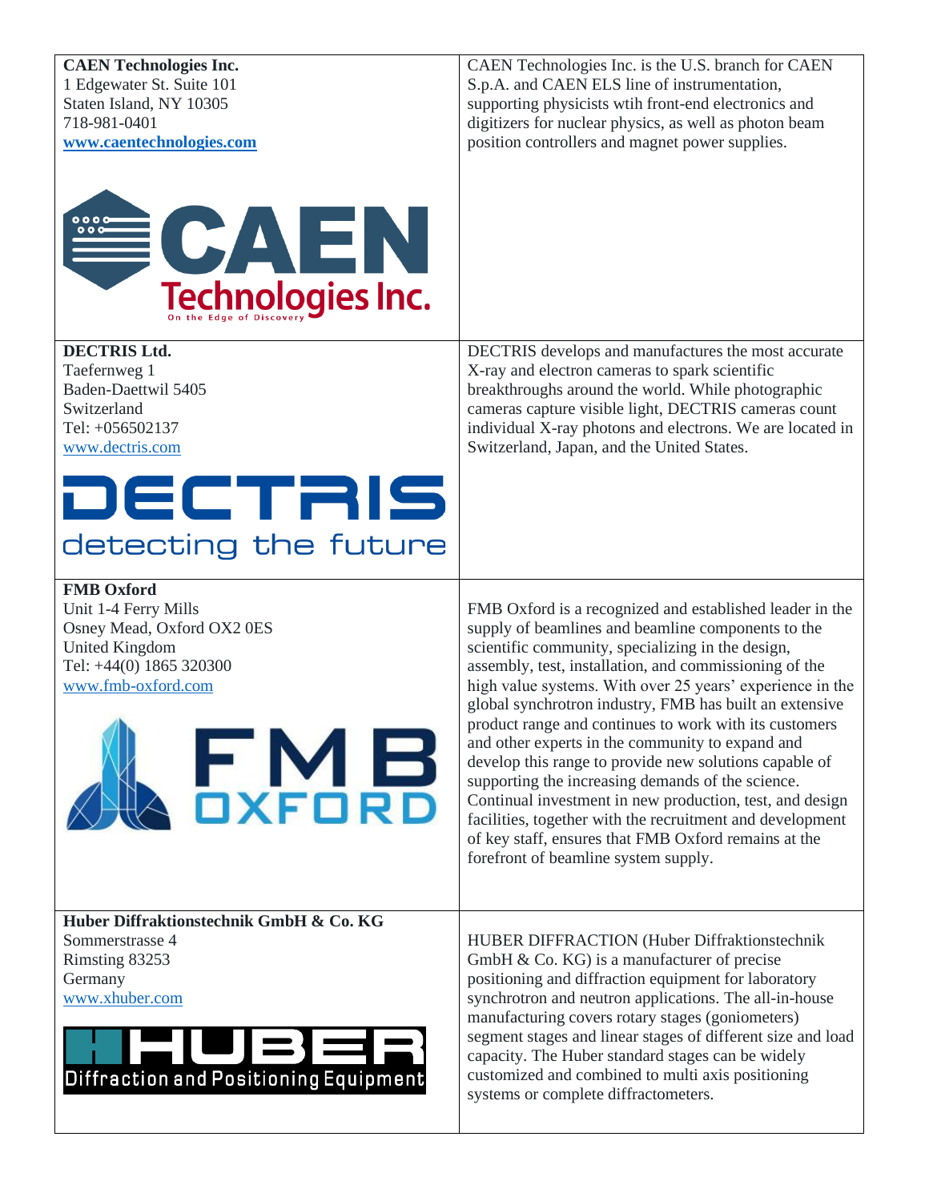| | |
|---|---|
| **CAEN Technologies Inc.**<br>1 Edgewater St. Suite 101<br>Staten Island, NY 10305<br>718-981-0401<br>**[www.caentechnologies.com](http://www.caentechnologies.com)** | CAEN Technologies Inc. is the U.S. branch for CAEN S.p.A. and CAEN ELS line of instrumentation, supporting physicists wtih front-end electronics and digitizers for nuclear physics, as well as photon beam position controllers and magnet power supplies. |
| **DECTRIS Ltd.**<br>Taefernweg 1<br>Baden-Daettwil 5405<br>Switzerland<br>Tel: +056502137<br>[www.dectris.com](http://www.dectris.com) | DECTRIS develops and manufactures the most accurate X-ray and electron cameras to spark scientific breakthroughs around the world. While photographic cameras capture visible light, DECTRIS cameras count individual X-ray photons and electrons. We are located in Switzerland, Japan, and the United States. |
| **FMB Oxford**<br>Unit 1-4 Ferry Mills<br>Osney Mead, Oxford OX2 0ES<br>United Kingdom<br>Tel: +44(0) 1865 320300<br>[www.fmb-oxford.com](http://www.fmb-oxford.com) | FMB Oxford is a recognized and established leader in the supply of beamlines and beamline components to the scientific community, specializing in the design, assembly, test, installation, and commissioning of the high value systems. With over 25 years' experience in the global synchrotron industry, FMB has built an extensive product range and continues to work with its customers and other experts in the community to expand and develop this range to provide new solutions capable of supporting the increasing demands of the science. Continual investment in new production, test, and design facilities, together with the recruitment and development of key staff, ensures that FMB Oxford remains at the forefront of beamline system supply. |
| **Huber Diffraktionstechnik GmbH & Co. KG**<br>Sommerstrasse 4<br>Rimsting 83253<br>Germany<br>[www.xhuber.com](http://www.xhuber.com) | HUBER DIFFRACTION (Huber Diffraktionstechnik GmbH & Co. KG) is a manufacturer of precise positioning and diffraction equipment for laboratory synchrotron and neutron applications. The all-in-house manufacturing covers rotary stages (goniometers) segment stages and linear stages of different size and load capacity. The Huber standard stages can be widely customized and combined to multi axis positioning systems or complete diffractometers. |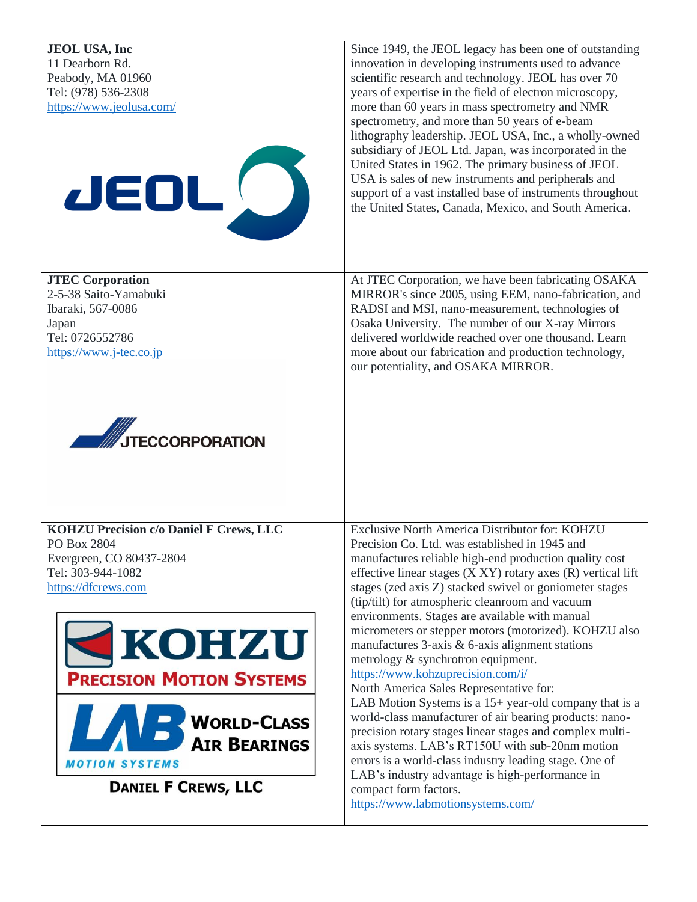| | |
|---|---|
| **JEOL USA, Inc**<br>11 Dearborn Rd.<br>Peabody, MA 01960<br>Tel: (978) 536-2308<br>https://www.jeolusa.com/ | Since 1949, the JEOL legacy has been one of outstanding innovation in developing instruments used to advance scientific research and technology. JEOL has over 70 years of expertise in the field of electron microscopy, more than 60 years in mass spectrometry and NMR spectrometry, and more than 50 years of e-beam lithography leadership. JEOL USA, Inc., a wholly-owned subsidiary of JEOL Ltd. Japan, was incorporated in the United States in 1962. The primary business of JEOL USA is sales of new instruments and peripherals and support of a vast installed base of instruments throughout the United States, Canada, Mexico, and South America. |
| **JTEC Corporation**<br>2-5-38 Saito-Yamabuki<br>Ibaraki, 567-0086<br>Japan<br>Tel: 0726552786<br>https://www.j-tec.co.jp | At JTEC Corporation, we have been fabricating OSAKA MIRROR's since 2005, using EEM, nano-fabrication, and RADSI and MSI, nano-measurement, technologies of Osaka University. The number of our X-ray Mirrors delivered worldwide reached over one thousand. Learn more about our fabrication and production technology, our potentiality, and OSAKA MIRROR. |
| **KOHZU Precision c/o Daniel F Crews, LLC**<br>PO Box 2804<br>Evergreen, CO 80437-2804<br>Tel: 303-944-1082<br>https://dfcrews.com | Exclusive North America Distributor for: KOHZU Precision Co. Ltd. was established in 1945 and manufactures reliable high-end production quality cost effective linear stages (X XY) rotary axes (R) vertical lift stages (zed axis Z) stacked swivel or goniometer stages (tip/tilt) for atmospheric cleanroom and vacuum environments. Stages are available with manual micrometers or stepper motors (motorized). KOHZU also manufactures 3-axis & 6-axis alignment stations metrology & synchrotron equipment.<br>https://www.kohzuprecision.com/i/<br>North America Sales Representative for:<br>LAB Motion Systems is a 15+ year-old company that is a world-class manufacturer of air bearing products: nano-precision rotary stages linear stages and complex multi-axis systems. LAB's RT150U with sub-20nm motion errors is a world-class industry leading stage. One of LAB's industry advantage is high-performance in compact form factors.<br>https://www.labmotionsystems.com/ |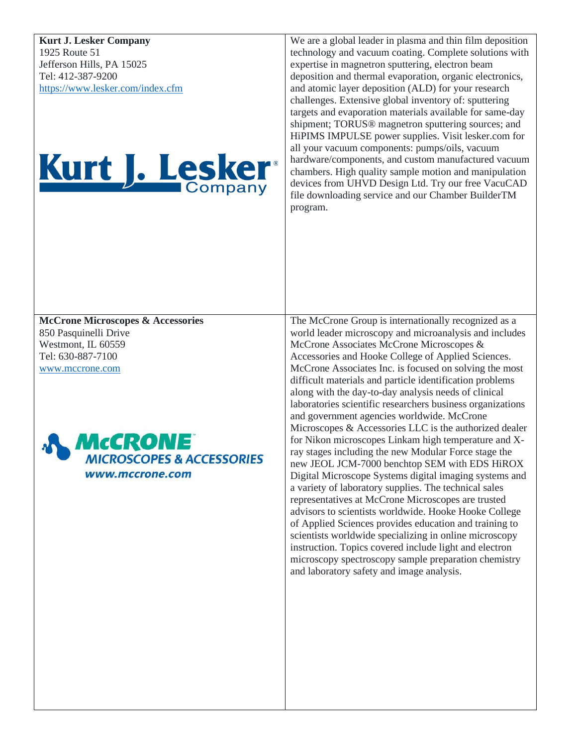| | |
|---|---|
| **Kurt J. Lesker Company**<br>1925 Route 51<br>Jefferson Hills, PA 15025<br>Tel: 412-387-9200<br>https://www.lesker.com/index.cfm | We are a global leader in plasma and thin film deposition technology and vacuum coating. Complete solutions with expertise in magnetron sputtering, electron beam deposition and thermal evaporation, organic electronics, and atomic layer deposition (ALD) for your research challenges. Extensive global inventory of: sputtering targets and evaporation materials available for same-day shipment; TORUS® magnetron sputtering sources; and HiPIMS IMPULSE power supplies. Visit lesker.com for all your vacuum components: pumps/oils, vacuum hardware/components, and custom manufactured vacuum chambers. High quality sample motion and manipulation devices from UHVD Design Ltd. Try our free VacuCAD file downloading service and our Chamber BuilderTM program. |
| **McCrone Microscopes & Accessories**<br>850 Pasquinelli Drive<br>Westmont, IL 60559<br>Tel: 630-887-7100<br>www.mccrone.com | The McCrone Group is internationally recognized as a world leader microscopy and microanalysis and includes McCrone Associates McCrone Microscopes & Accessories and Hooke College of Applied Sciences. McCrone Associates Inc. is focused on solving the most difficult materials and particle identification problems along with the day-to-day analysis needs of clinical laboratories scientific researchers business organizations and government agencies worldwide. McCrone Microscopes & Accessories LLC is the authorized dealer for Nikon microscopes Linkam high temperature and X-ray stages including the new Modular Force stage the new JEOL JCM-7000 benchtop SEM with EDS HiROX Digital Microscope Systems digital imaging systems and a variety of laboratory supplies. The technical sales representatives at McCrone Microscopes are trusted advisors to scientists worldwide. Hooke Hooke College of Applied Sciences provides education and training to scientists worldwide specializing in online microscopy instruction. Topics covered include light and electron microscopy spectroscopy sample preparation chemistry and laboratory safety and image analysis. |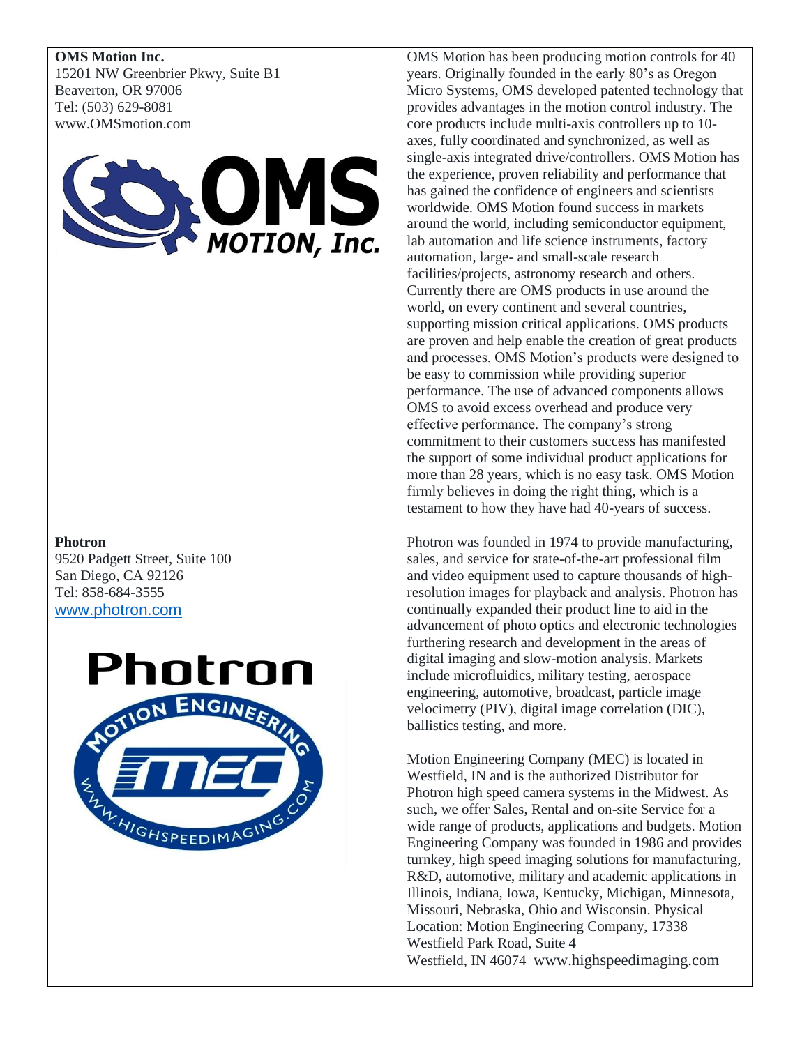| | |
|---|---|
| **OMS Motion Inc.**<br>15201 NW Greenbrier Pkwy, Suite B1<br>Beaverton, OR 97006<br>Tel: (503) 629-8081<br>www.OMSmotion.com | OMS Motion has been producing motion controls for 40 years. Originally founded in the early 80's as Oregon Micro Systems, OMS developed patented technology that provides advantages in the motion control industry. The core products include multi-axis controllers up to 10-axes, fully coordinated and synchronized, as well as single-axis integrated drive/controllers. OMS Motion has the experience, proven reliability and performance that has gained the confidence of engineers and scientists worldwide. OMS Motion found success in markets around the world, including semiconductor equipment, lab automation and life science instruments, factory automation, large- and small-scale research facilities/projects, astronomy research and others. Currently there are OMS products in use around the world, on every continent and several countries, supporting mission critical applications. OMS products are proven and help enable the creation of great products and processes. OMS Motion's products were designed to be easy to commission while providing superior performance. The use of advanced components allows OMS to avoid excess overhead and produce very effective performance. The company's strong commitment to their customers success has manifested the support of some individual product applications for more than 28 years, which is no easy task. OMS Motion firmly believes in doing the right thing, which is a testament to how they have had 40-years of success. |
| **Photron**<br>9520 Padgett Street, Suite 100<br>San Diego, CA 92126<br>Tel: 858-684-3555<br>www.photron.com | Photron was founded in 1974 to provide manufacturing, sales, and service for state-of-the-art professional film and video equipment used to capture thousands of high-resolution images for playback and analysis. Photron has continually expanded their product line to aid in the advancement of photo optics and electronic technologies furthering research and development in the areas of digital imaging and slow-motion analysis. Markets include microfluidics, military testing, aerospace engineering, automotive, broadcast, particle image velocimetry (PIV), digital image correlation (DIC), ballistics testing, and more.<br><br>Motion Engineering Company (MEC) is located in Westfield, IN and is the authorized Distributor for Photron high speed camera systems in the Midwest. As such, we offer Sales, Rental and on-site Service for a wide range of products, applications and budgets. Motion Engineering Company was founded in 1986 and provides turnkey, high speed imaging solutions for manufacturing, R&D, automotive, military and academic applications in Illinois, Indiana, Iowa, Kentucky, Michigan, Minnesota, Missouri, Nebraska, Ohio and Wisconsin. Physical Location: Motion Engineering Company, 17338 Westfield Park Road, Suite 4<br>Westfield, IN 46074 www.highspeedimaging.com |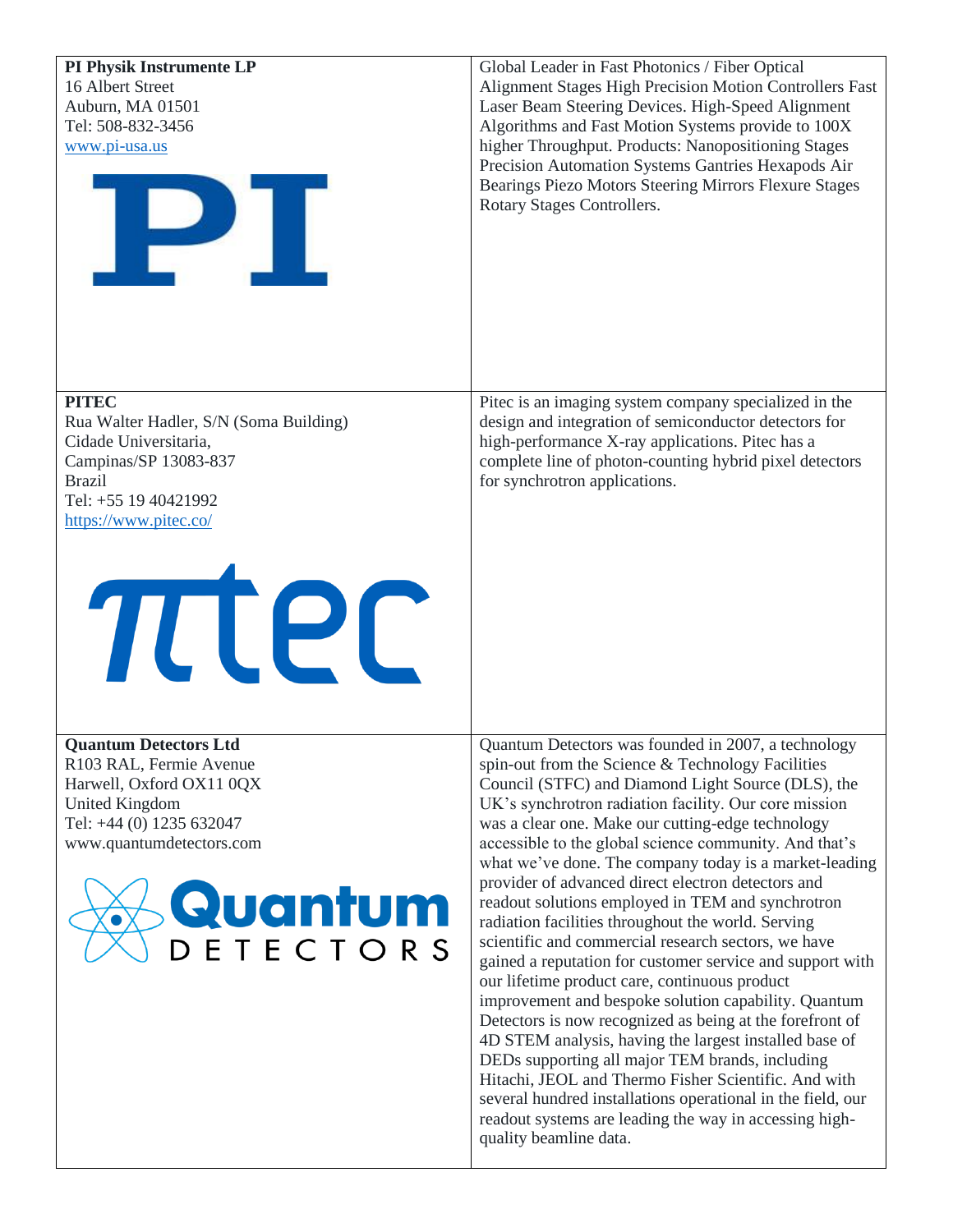| | |
|---|---|
| **PI Physik Instrumente LP**<br>16 Albert Street<br>Auburn, MA 01501<br>Tel: 508-832-3456<br>www.pi-usa.us | Global Leader in Fast Photonics / Fiber Optical Alignment Stages High Precision Motion Controllers Fast Laser Beam Steering Devices. High-Speed Alignment Algorithms and Fast Motion Systems provide to 100X higher Throughput. Products: Nanopositioning Stages Precision Automation Systems Gantries Hexapods Air Bearings Piezo Motors Steering Mirrors Flexure Stages Rotary Stages Controllers. |
| **PITEC**<br>Rua Walter Hadler, S/N (Soma Building)<br>Cidade Universitaria,<br>Campinas/SP 13083-837<br>Brazil<br>Tel: +55 19 40421992<br>https://www.pitec.co/ | Pitec is an imaging system company specialized in the design and integration of semiconductor detectors for high-performance X-ray applications. Pitec has a complete line of photon-counting hybrid pixel detectors for synchrotron applications. |
| **Quantum Detectors Ltd**<br>R103 RAL, Fermie Avenue<br>Harwell, Oxford OX11 0QX<br>United Kingdom<br>Tel: +44 (0) 1235 632047<br>www.quantumdetectors.com | Quantum Detectors was founded in 2007, a technology spin-out from the Science & Technology Facilities Council (STFC) and Diamond Light Source (DLS), the UK's synchrotron radiation facility. Our core mission was a clear one. Make our cutting-edge technology accessible to the global science community. And that's what we've done. The company today is a market-leading provider of advanced direct electron detectors and readout solutions employed in TEM and synchrotron radiation facilities throughout the world. Serving scientific and commercial research sectors, we have gained a reputation for customer service and support with our lifetime product care, continuous product improvement and bespoke solution capability. Quantum Detectors is now recognized as being at the forefront of 4D STEM analysis, having the largest installed base of DEDs supporting all major TEM brands, including Hitachi, JEOL and Thermo Fisher Scientific. And with several hundred installations operational in the field, our readout systems are leading the way in accessing high-quality beamline data. |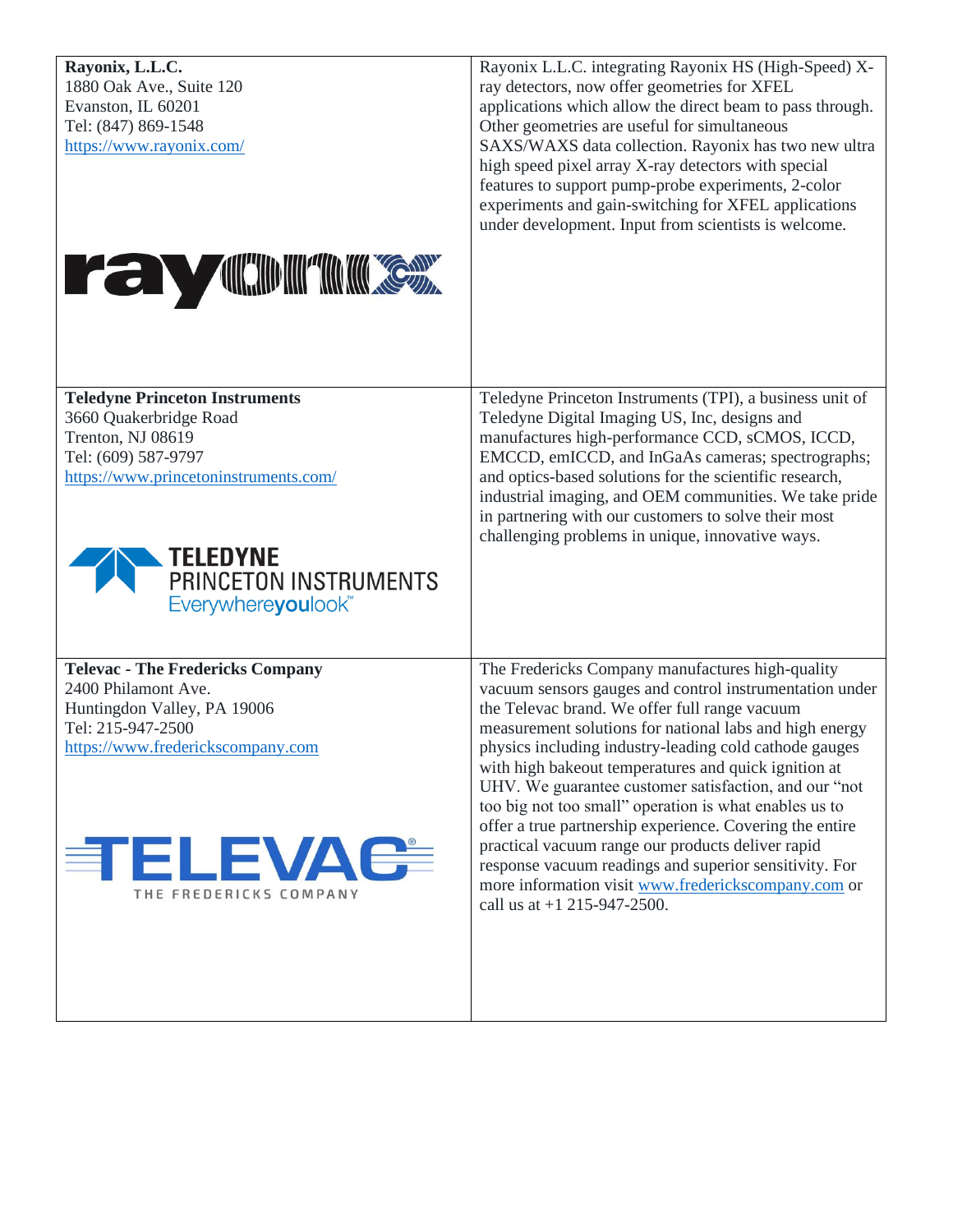| | |
|---|---|
| **Rayonix, L.L.C.**<br>1880 Oak Ave., Suite 120<br>Evanston, IL 60201<br>Tel: (847) 869-1548<br>https://www.rayonix.com/ | Rayonix L.L.C. integrating Rayonix HS (High-Speed) X-ray detectors, now offer geometries for XFEL applications which allow the direct beam to pass through. Other geometries are useful for simultaneous SAXS/WAXS data collection. Rayonix has two new ultra high speed pixel array X-ray detectors with special features to support pump-probe experiments, 2-color experiments and gain-switching for XFEL applications under development. Input from scientists is welcome. |
| **Teledyne Princeton Instruments**<br>3660 Quakerbridge Road<br>Trenton, NJ 08619<br>Tel: (609) 587-9797<br>https://www.princetoninstruments.com/ | Teledyne Princeton Instruments (TPI), a business unit of Teledyne Digital Imaging US, Inc, designs and manufactures high-performance CCD, sCMOS, ICCD, EMCCD, emICCD, and InGaAs cameras; spectrographs; and optics-based solutions for the scientific research, industrial imaging, and OEM communities. We take pride in partnering with our customers to solve their most challenging problems in unique, innovative ways. |
| **Televac - The Fredericks Company**<br>2400 Philamont Ave.<br>Huntingdon Valley, PA 19006<br>Tel: 215-947-2500<br>https://www.frederickscompany.com | The Fredericks Company manufactures high-quality vacuum sensors gauges and control instrumentation under the Televac brand. We offer full range vacuum measurement solutions for national labs and high energy physics including industry-leading cold cathode gauges with high bakeout temperatures and quick ignition at UHV. We guarantee customer satisfaction, and our "not too big not too small" operation is what enables us to offer a true partnership experience. Covering the entire practical vacuum range our products deliver rapid response vacuum readings and superior sensitivity. For more information visit www.frederickscompany.com or call us at +1 215-947-2500. |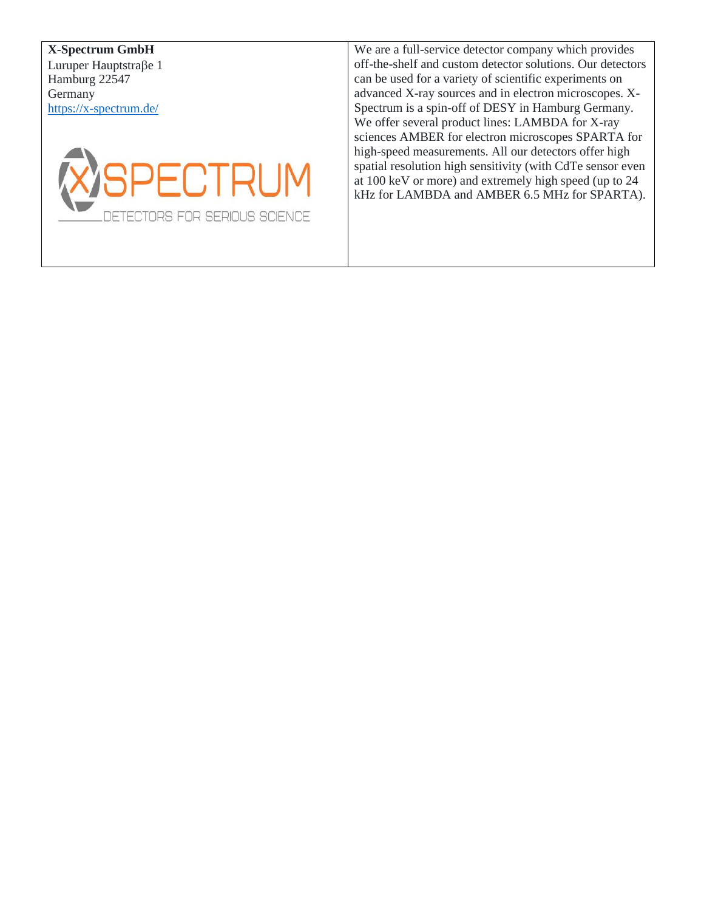| | |
|---|---|
| **X-Spectrum GmbH**<br>Luruper Hauptstraβe 1<br>Hamburg 22547<br>Germany<br>[https://x-spectrum.de/](https://x-spectrum.de/)<br><br>XSPECTRUM<br>DETECTORS FOR SERIOUS SCIENCE | We are a full-service detector company which provides off-the-shelf and custom detector solutions. Our detectors can be used for a variety of scientific experiments on advanced X-ray sources and in electron microscopes. X-Spectrum is a spin-off of DESY in Hamburg Germany. We offer several product lines: LAMBDA for X-ray sciences AMBER for electron microscopes SPARTA for high-speed measurements. All our detectors offer high spatial resolution high sensitivity (with CdTe sensor even at 100 keV or more) and extremely high speed (up to 24 kHz for LAMBDA and AMBER 6.5 MHz for SPARTA). |